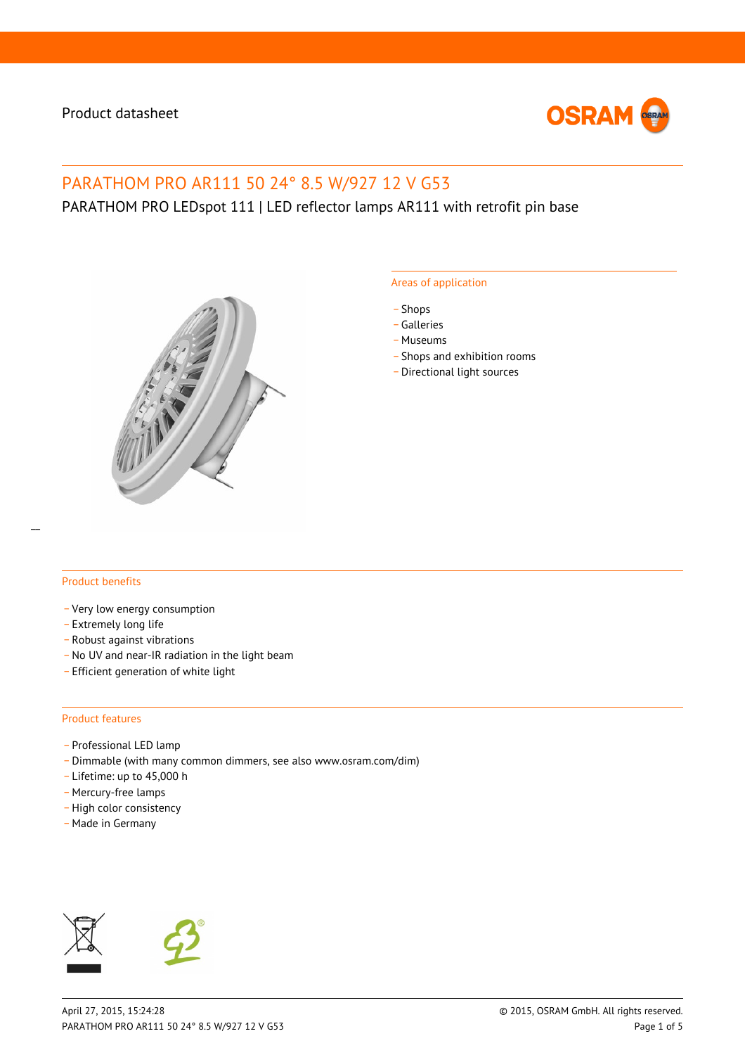Product datasheet

# PARATHOM PRO AR111 50 24° 8.5 W/927 12 V G53

PARATHOM PRO LEDspot 111 | LED reflector lamps AR111 with retrofit pin base

## Areas of application

- Shops
- Galleries
- Museums
- Shops and exhibition rooms
- Directional light sources

## Product benefits

- Very low energy consumption
- Extremely long life
- Robust against vibrations
- No UV and near-IR radiation in the light beam
- Efficient generation of white light

## Product features

- Professional LED lamp
- Dimmable (with many common dimmers, see also www.osram.com/dim)
- Lifetime: up to 45,000 h
- Mercury-free lamps
- High color consistency
- Made in Germany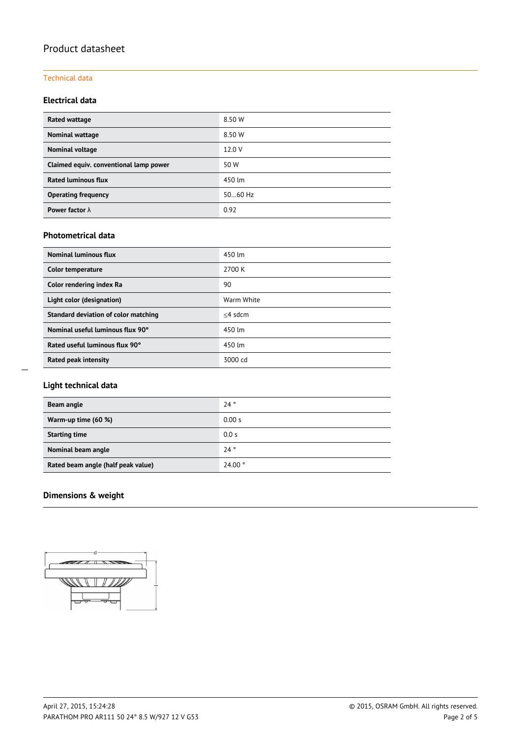# Product datasheet

Technical data

### Electrical data

| | |
|---|---|
| **Rated wattage** | 8.50 W |
| **Nominal wattage** | 8.50 W |
| **Nominal voltage** | 12.0 V |
| **Claimed equiv. conventional lamp power** | 50 W |
| **Rated luminous flux** | 450 lm |
| **Operating frequency** | 50…60 Hz |
| **Power factor λ** | 0.92 |

### Photometrical data

| | |
|---|---|
| **Nominal luminous flux** | 450 lm |
| **Color temperature** | 2700 K |
| **Color rendering index Ra** | 90 |
| **Light color (designation)** | Warm White |
| **Standard deviation of color matching** | ≤4 sdcm |
| **Nominal useful luminous flux 90°** | 450 lm |
| **Rated useful luminous flux 90°** | 450 lm |
| **Rated peak intensity** | 3000 cd |

### Light technical data

| | |
|---|---|
| **Beam angle** | 24 ° |
| **Warm-up time (60 %)** | 0.00 s |
| **Starting time** | 0.0 s |
| **Nominal beam angle** | 24 ° |
| **Rated beam angle (half peak value)** | 24.00 ° |

### Dimensions & weight

d

l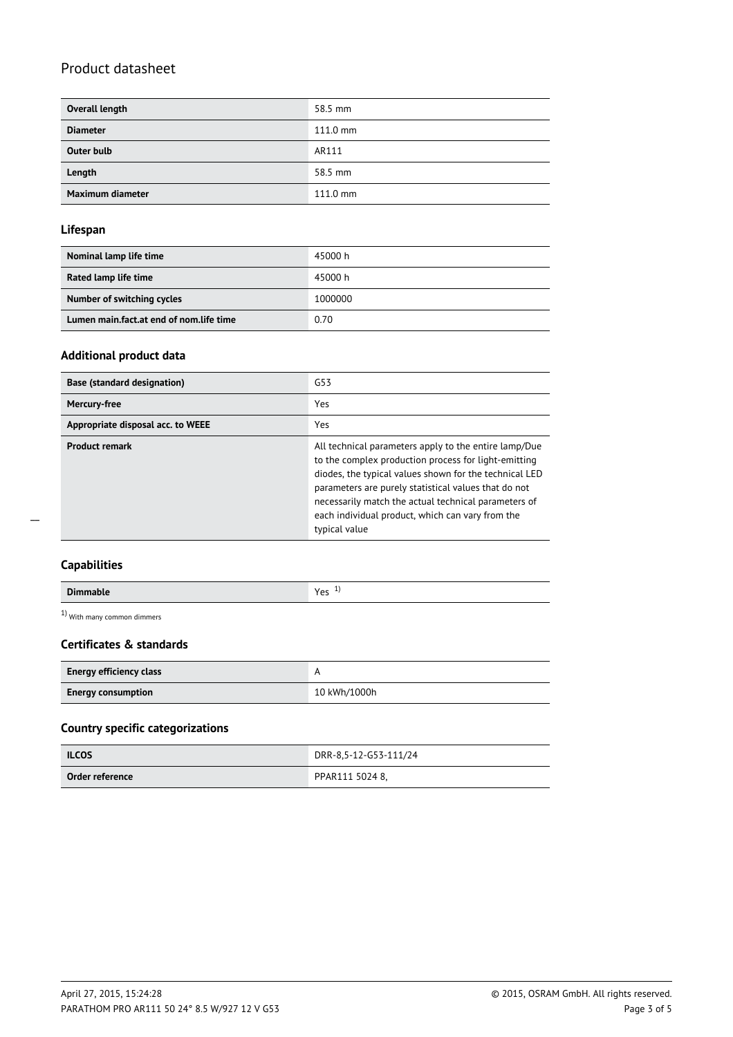| | |
|---|---|
| **Overall length** | 58.5 mm |
| **Diameter** | 111.0 mm |
| **Outer bulb** | AR111 |
| **Length** | 58.5 mm |
| **Maximum diameter** | 111.0 mm |

### Lifespan

| | |
|---|---|
| **Nominal lamp life time** | 45000 h |
| **Rated lamp life time** | 45000 h |
| **Number of switching cycles** | 1000000 |
| **Lumen main.fact.at end of nom.life time** | 0.70 |

### Additional product data

| | |
|---|---|
| **Base (standard designation)** | G53 |
| **Mercury-free** | Yes |
| **Appropriate disposal acc. to WEEE** | Yes |
| **Product remark** | All technical parameters apply to the entire lamp/Due to the complex production process for light-emitting diodes, the typical values shown for the technical LED parameters are purely statistical values that do not necessarily match the actual technical parameters of each individual product, which can vary from the typical value |

### Capabilities

| | |
|---|---|
| **Dimmable** | Yes [1] |

[1] With many common dimmers

### Certificates & standards

| | |
|---|---|
| **Energy efficiency class** | A |
| **Energy consumption** | 10 kWh/1000h |

### Country specific categorizations

| | |
|---|---|
| **ILCOS** | DRR-8,5-12-G53-111/24 |
| **Order reference** | PPAR111 5024 8, |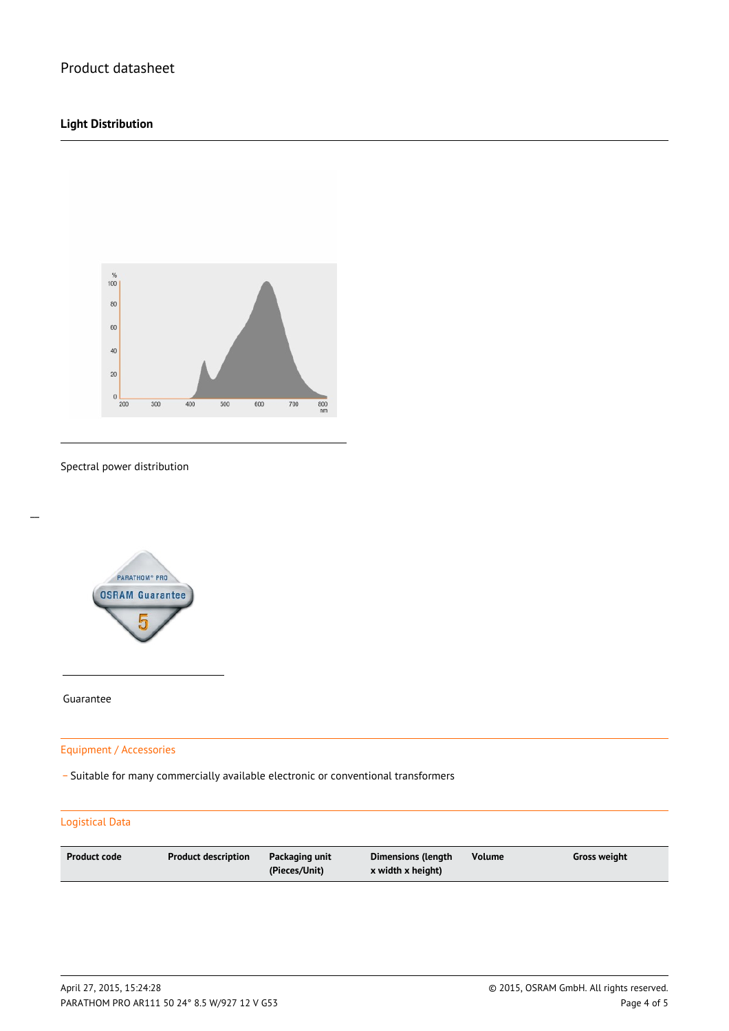## Light Distribution

Spectral power distribution

Guarantee

Equipment / Accessories

- Suitable for many commercially available electronic or conventional transformers

Logistical Data

| Product code | Product description | Packaging unit (Pieces/Unit) | Dimensions (length x width x height) | Volume | Gross weight |
|---|---|---|---|---|---|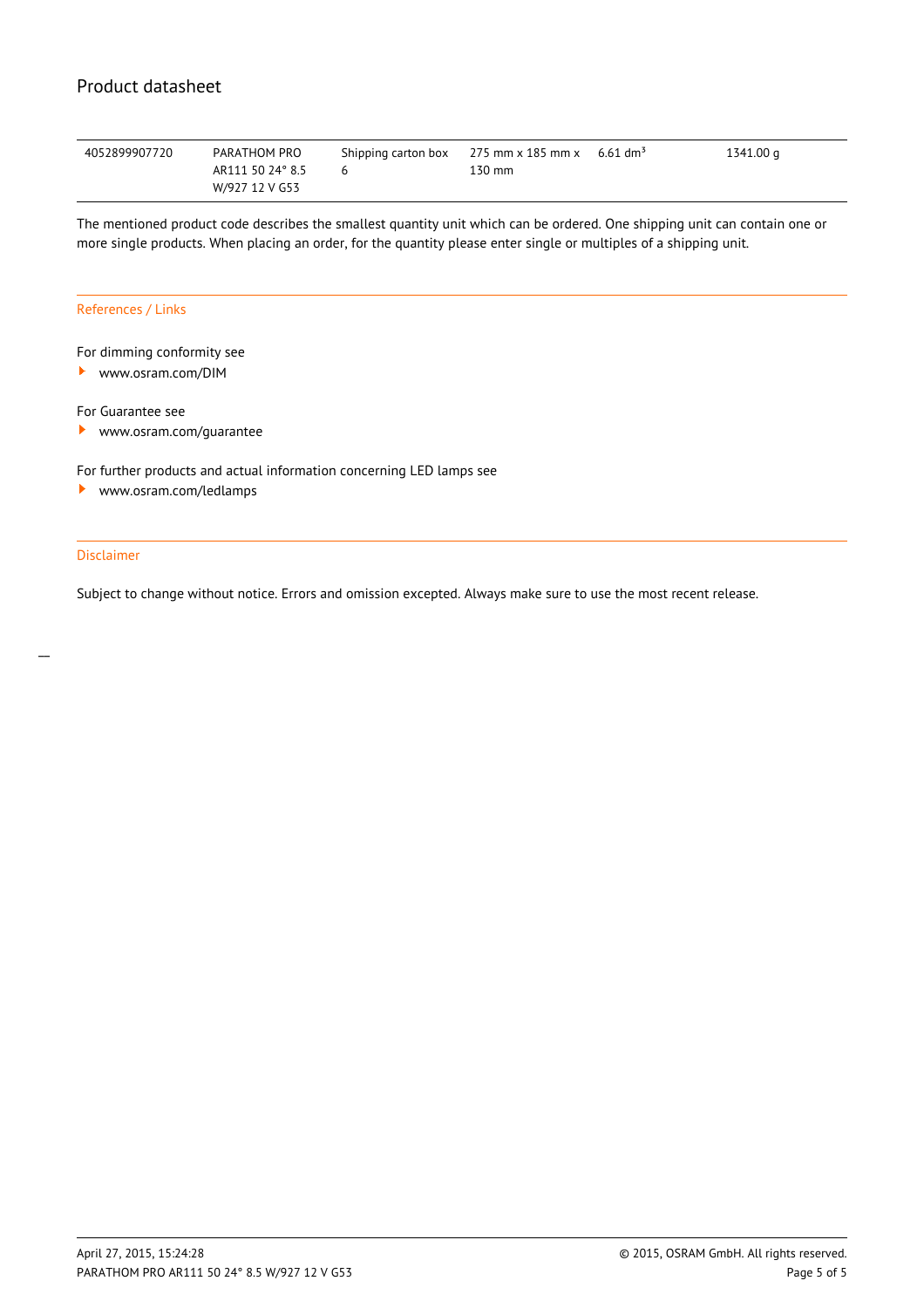| 4052899907720 | PARATHOM PRO AR111 50 24° 8.5 W/927 12 V G53 | Shipping carton box 6 | 275 mm x 185 mm x 130 mm | 6.61 $dm^3$ | 1341.00 g |
|---|---|---|---|---|---|

The mentioned product code describes the smallest quantity unit which can be ordered. One shipping unit can contain one or more single products. When placing an order, for the quantity please enter single or multiples of a shipping unit.

## References / Links

For dimming conformity see

- www.osram.com/DIM

For Guarantee see

- www.osram.com/guarantee

For further products and actual information concerning LED lamps see

- www.osram.com/ledlamps

## Disclaimer

Subject to change without notice. Errors and omission excepted. Always make sure to use the most recent release.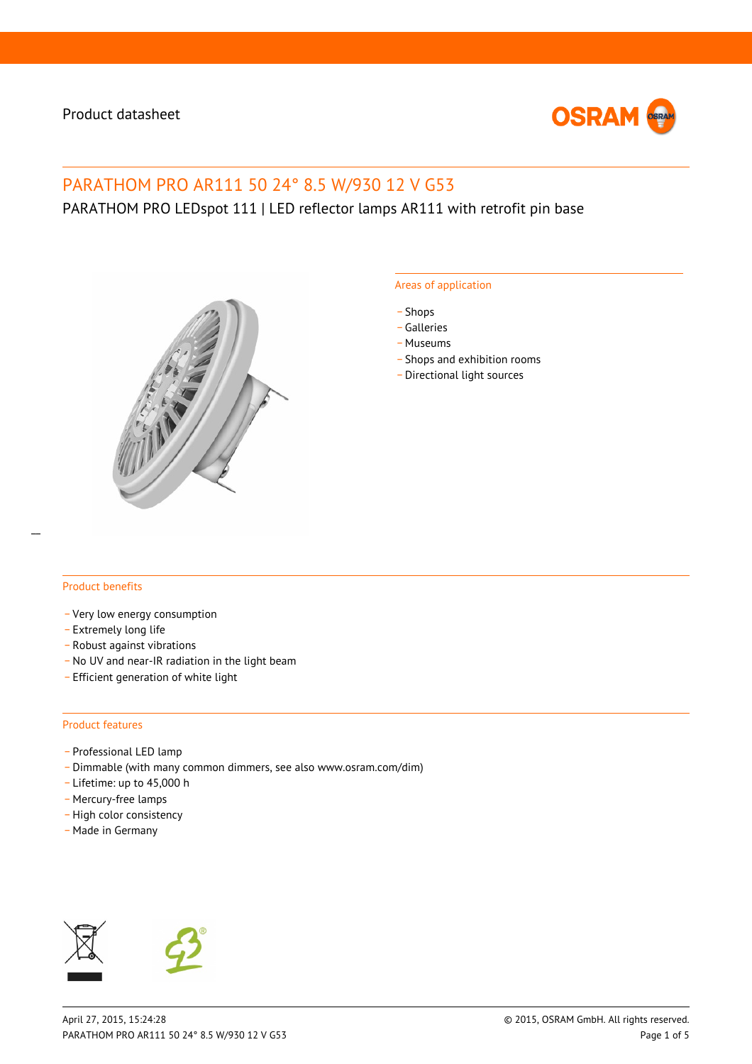Product datasheet

# PARATHOM PRO AR111 50 24° 8.5 W/930 12 V G53

PARATHOM PRO LEDspot 111 | LED reflector lamps AR111 with retrofit pin base

## Areas of application

- Shops
- Galleries
- Museums
- Shops and exhibition rooms
- Directional light sources

## Product benefits

- Very low energy consumption
- Extremely long life
- Robust against vibrations
- No UV and near-IR radiation in the light beam
- Efficient generation of white light

## Product features

- Professional LED lamp
- Dimmable (with many common dimmers, see also www.osram.com/dim)
- Lifetime: up to 45,000 h
- Mercury-free lamps
- High color consistency
- Made in Germany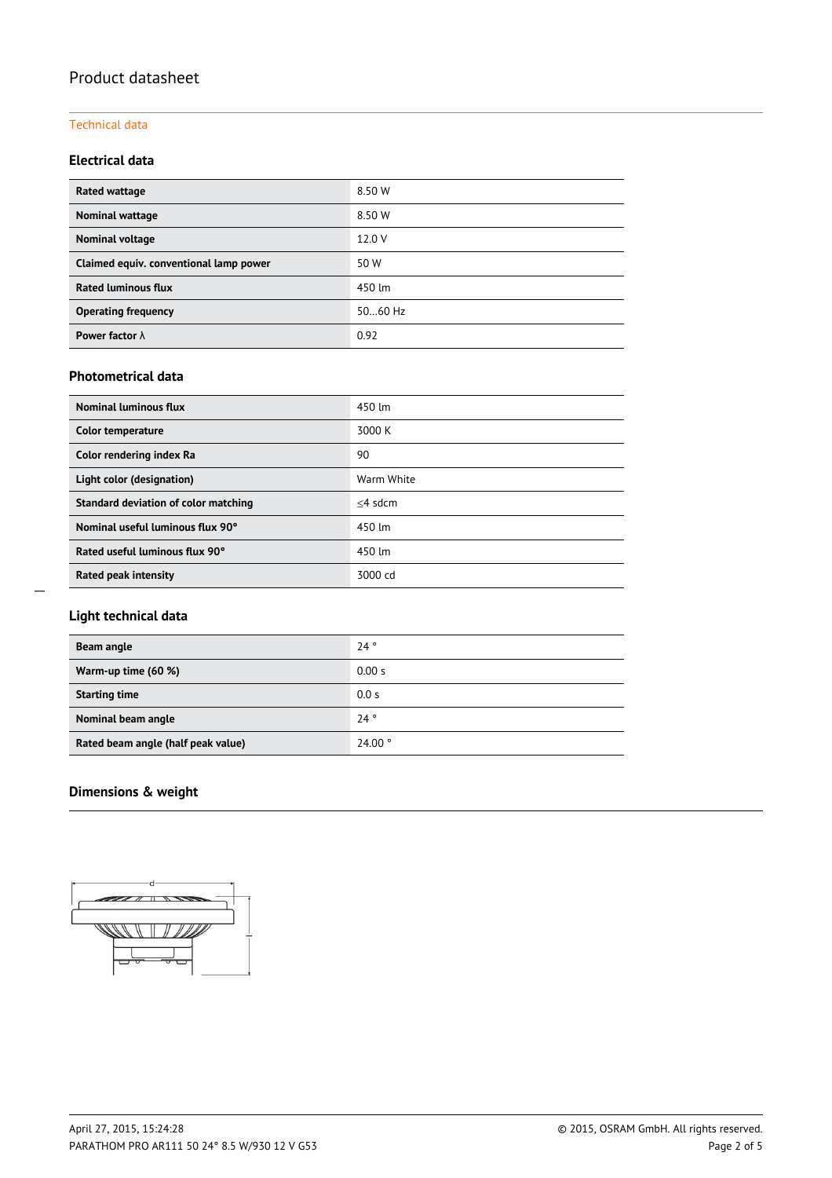# Product datasheet

Technical data

### Electrical data

| | |
|---|---|
| **Rated wattage** | 8.50 W |
| **Nominal wattage** | 8.50 W |
| **Nominal voltage** | 12.0 V |
| **Claimed equiv. conventional lamp power** | 50 W |
| **Rated luminous flux** | 450 lm |
| **Operating frequency** | 50…60 Hz |
| **Power factor λ** | 0.92 |

### Photometrical data

| | |
|---|---|
| **Nominal luminous flux** | 450 lm |
| **Color temperature** | 3000 K |
| **Color rendering index Ra** | 90 |
| **Light color (designation)** | Warm White |
| **Standard deviation of color matching** | ≤4 sdcm |
| **Nominal useful luminous flux 90°** | 450 lm |
| **Rated useful luminous flux 90°** | 450 lm |
| **Rated peak intensity** | 3000 cd |

### Light technical data

| | |
|---|---|
| **Beam angle** | 24 ° |
| **Warm-up time (60 %)** | 0.00 s |
| **Starting time** | 0.0 s |
| **Nominal beam angle** | 24 ° |
| **Rated beam angle (half peak value)** | 24.00 ° |

### Dimensions & weight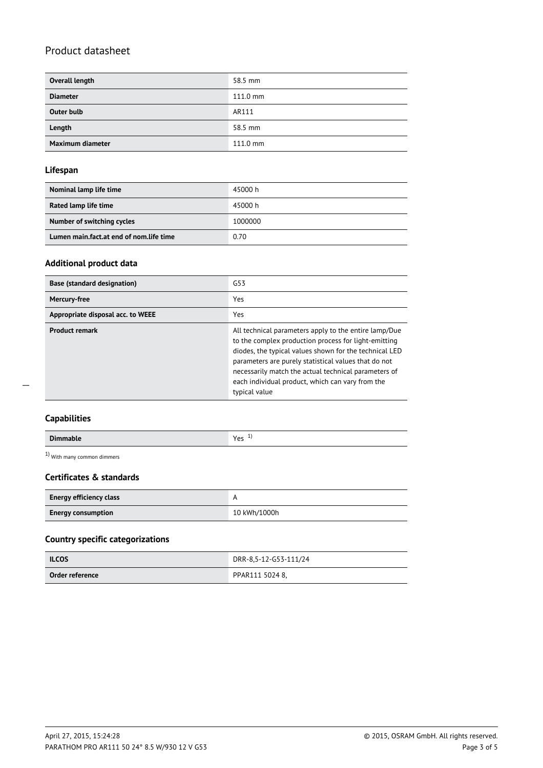Product datasheet

| Overall length | 58.5 mm |
|---|---|
| Diameter | 111.0 mm |
| Outer bulb | AR111 |
| Length | 58.5 mm |
| Maximum diameter | 111.0 mm |

### Lifespan

| Nominal lamp life time | 45000 h |
|---|---|
| Rated lamp life time | 45000 h |
| Number of switching cycles | 1000000 |
| Lumen main.fact.at end of nom.life time | 0.70 |

### Additional product data

| Base (standard designation) | G53 |
|---|---|
| Mercury-free | Yes |
| Appropriate disposal acc. to WEEE | Yes |
| Product remark | All technical parameters apply to the entire lamp/Due to the complex production process for light-emitting diodes, the typical values shown for the technical LED parameters are purely statistical values that do not necessarily match the actual technical parameters of each individual product, which can vary from the typical value |

### Capabilities

| Dimmable | Yes [1] |
|---|---|

[1] With many common dimmers

### Certificates & standards

| Energy efficiency class | A |
|---|---|
| Energy consumption | 10 kWh/1000h |

### Country specific categorizations

| ILCOS | DRR-8,5-12-G53-111/24 |
|---|---|
| Order reference | PPAR111 5024 8, |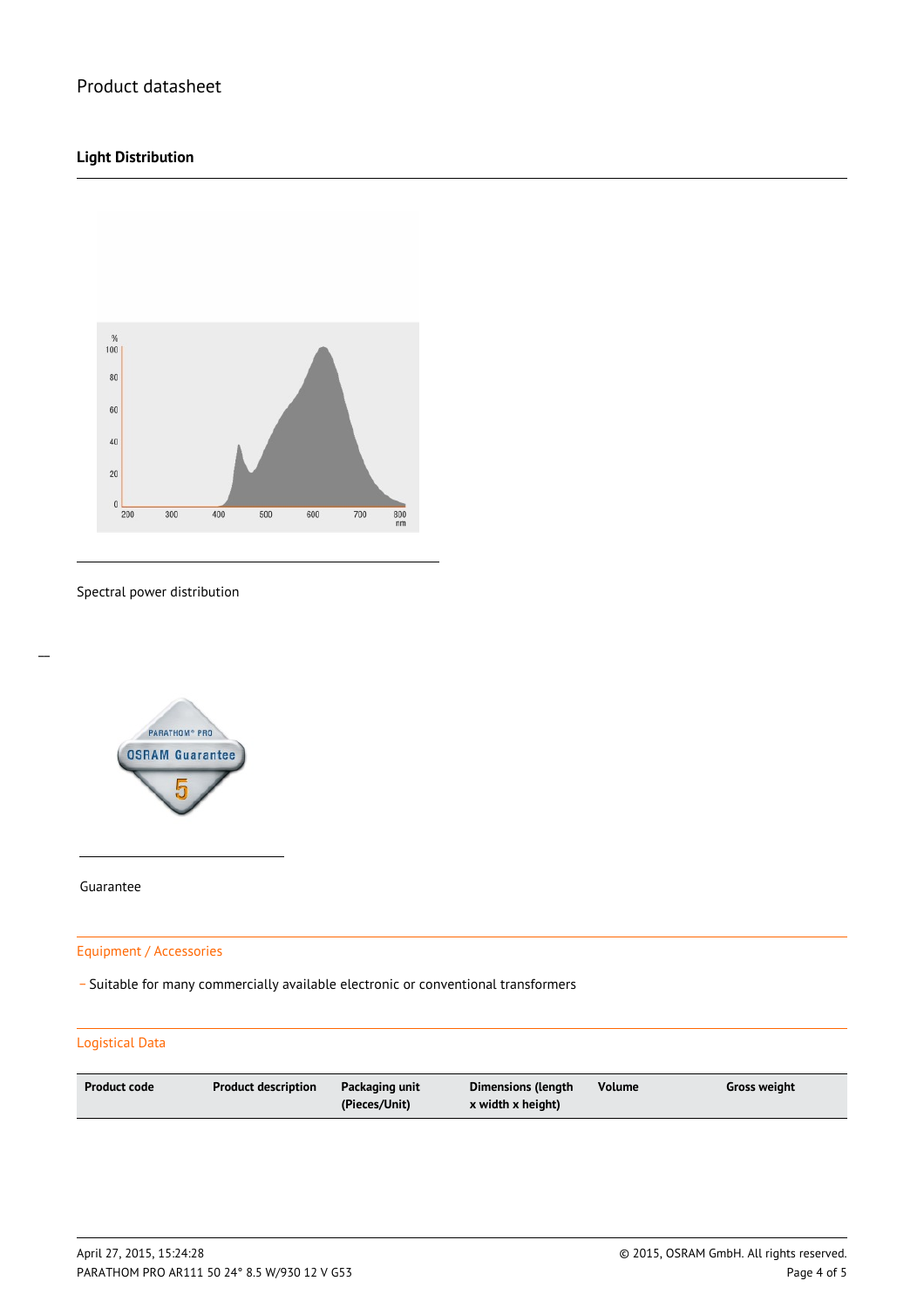Product datasheet

## Light Distribution

Spectral power distribution

Guarantee

### Equipment / Accessories

- Suitable for many commercially available electronic or conventional transformers

### Logistical Data

| Product code | Product description | Packaging unit (Pieces/Unit) | Dimensions (length x width x height) | Volume | Gross weight |
| --- | --- | --- | --- | --- | --- |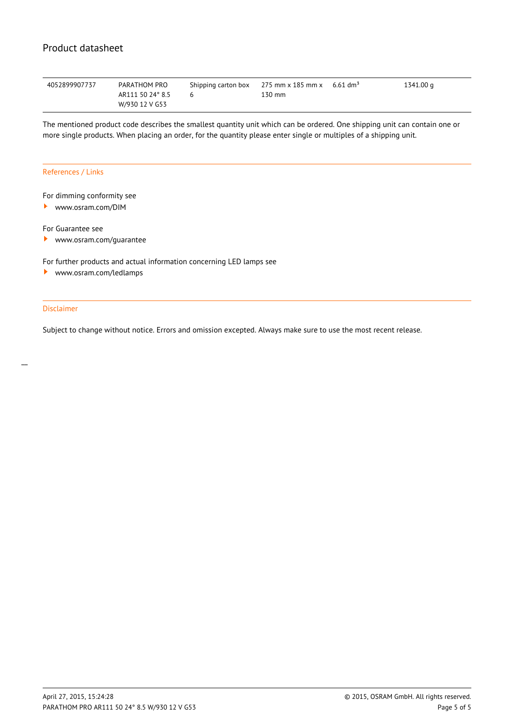| | | | | | |
|---|---|---|---|---|---|
| 4052899907737 | PARATHOM PRO AR111 50 24° 8.5 W/930 12 V G53 | Shipping carton box 6 | 275 mm x 185 mm x 130 mm | 6.61 $dm^3$ | 1341.00 g |

The mentioned product code describes the smallest quantity unit which can be ordered. One shipping unit can contain one or more single products. When placing an order, for the quantity please enter single or multiples of a shipping unit.

## References / Links

For dimming conformity see

- www.osram.com/DIM

For Guarantee see

- www.osram.com/guarantee

For further products and actual information concerning LED lamps see

- www.osram.com/ledlamps

## Disclaimer

Subject to change without notice. Errors and omission excepted. Always make sure to use the most recent release.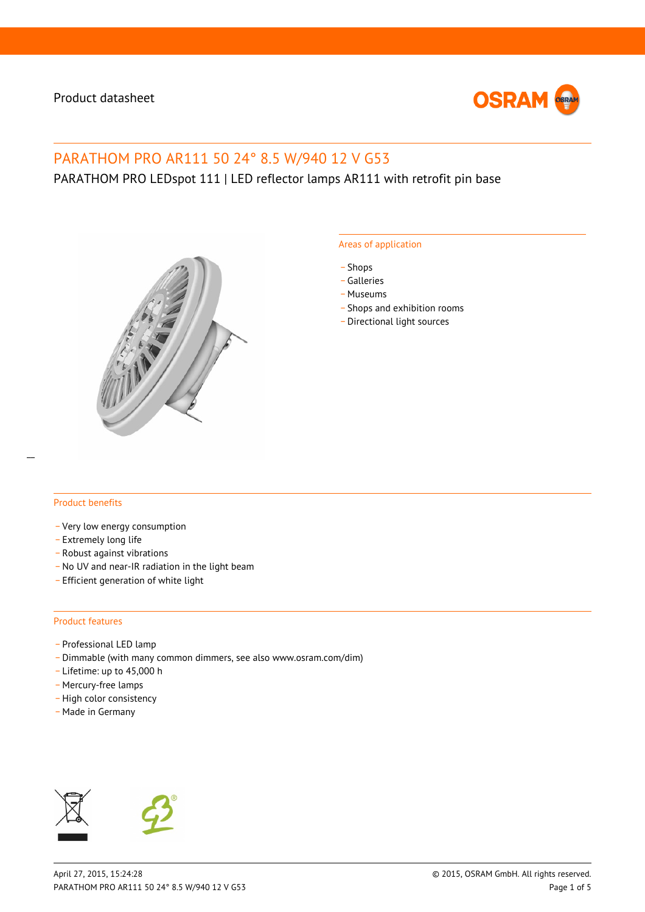Product datasheet

# PARATHOM PRO AR111 50 24° 8.5 W/940 12 V G53

PARATHOM PRO LEDspot 111 | LED reflector lamps AR111 with retrofit pin base

## Areas of application

- Shops
- Galleries
- Museums
- Shops and exhibition rooms
- Directional light sources

## Product benefits

- Very low energy consumption
- Extremely long life
- Robust against vibrations
- No UV and near-IR radiation in the light beam
- Efficient generation of white light

## Product features

- Professional LED lamp
- Dimmable (with many common dimmers, see also www.osram.com/dim)
- Lifetime: up to 45,000 h
- Mercury-free lamps
- High color consistency
- Made in Germany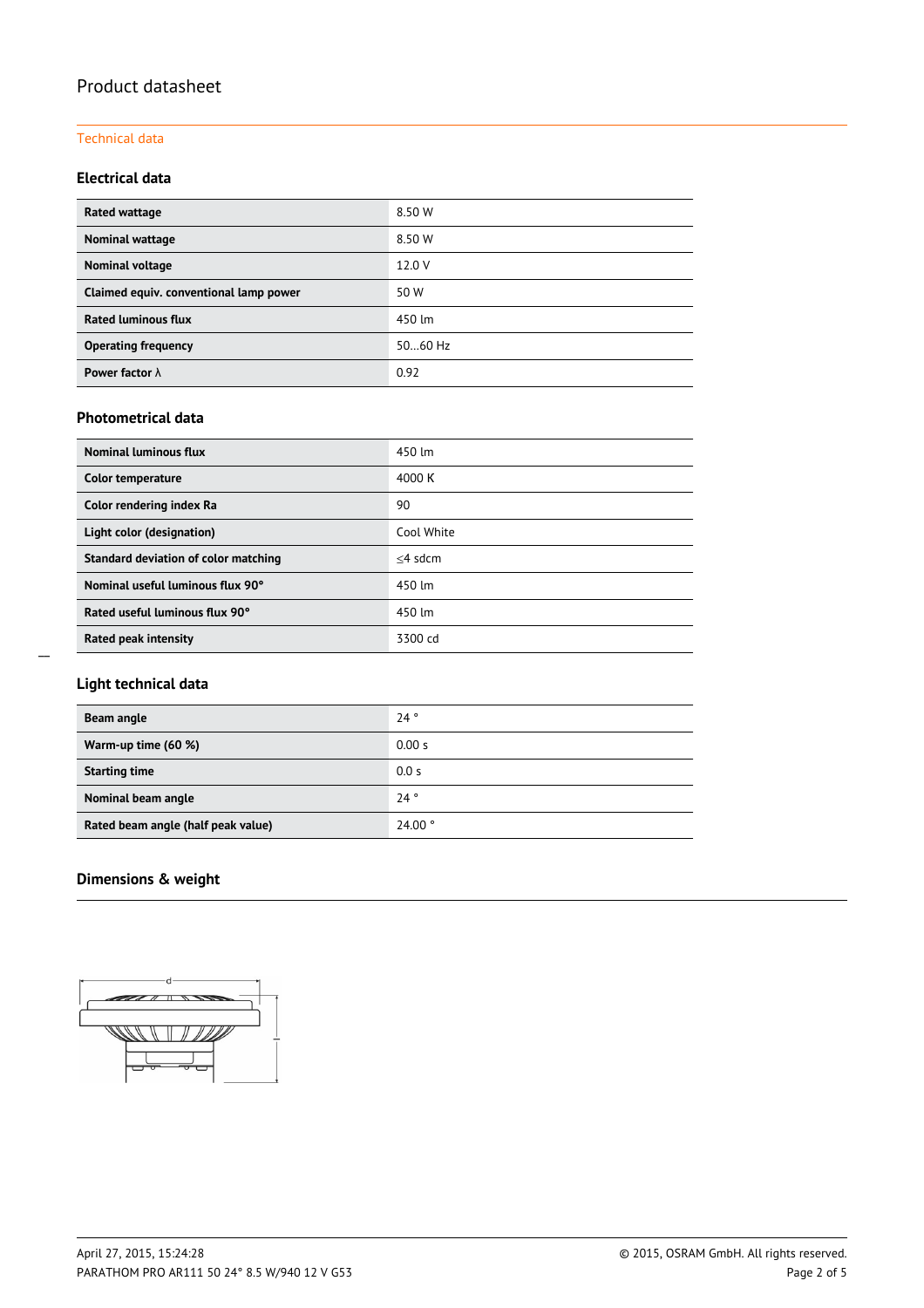# Product datasheet

Technical data

## Electrical data

| | |
|---|---|
| **Rated wattage** | 8.50 W |
| **Nominal wattage** | 8.50 W |
| **Nominal voltage** | 12.0 V |
| **Claimed equiv. conventional lamp power** | 50 W |
| **Rated luminous flux** | 450 lm |
| **Operating frequency** | 50…60 Hz |
| **Power factor λ** | 0.92 |

## Photometrical data

| | |
|---|---|
| **Nominal luminous flux** | 450 lm |
| **Color temperature** | 4000 K |
| **Color rendering index Ra** | 90 |
| **Light color (designation)** | Cool White |
| **Standard deviation of color matching** | ≤4 sdcm |
| **Nominal useful luminous flux 90°** | 450 lm |
| **Rated useful luminous flux 90°** | 450 lm |
| **Rated peak intensity** | 3300 cd |

## Light technical data

| | |
|---|---|
| **Beam angle** | 24 ° |
| **Warm-up time (60 %)** | 0.00 s |
| **Starting time** | 0.0 s |
| **Nominal beam angle** | 24 ° |
| **Rated beam angle (half peak value)** | 24.00 ° |

## Dimensions & weight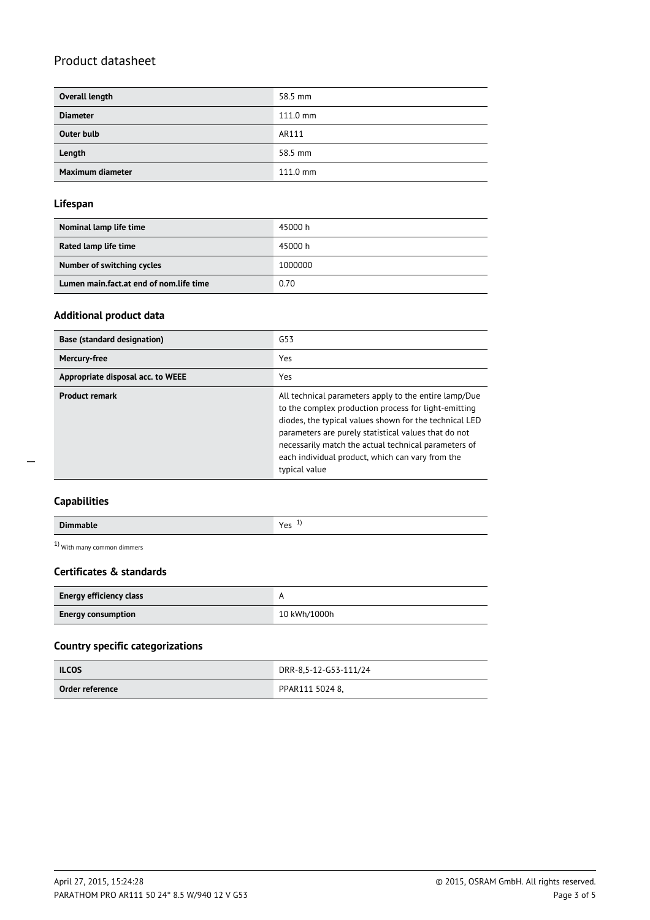# Product datasheet

| | |
|---|---|
| **Overall length** | 58.5 mm |
| **Diameter** | 111.0 mm |
| **Outer bulb** | AR111 |
| **Length** | 58.5 mm |
| **Maximum diameter** | 111.0 mm |

### Lifespan

| | |
|---|---|
| **Nominal lamp life time** | 45000 h |
| **Rated lamp life time** | 45000 h |
| **Number of switching cycles** | 1000000 |
| **Lumen main.fact.at end of nom.life time** | 0.70 |

### Additional product data

| | |
|---|---|
| **Base (standard designation)** | G53 |
| **Mercury-free** | Yes |
| **Appropriate disposal acc. to WEEE** | Yes |
| **Product remark** | All technical parameters apply to the entire lamp/Due to the complex production process for light-emitting diodes, the typical values shown for the technical LED parameters are purely statistical values that do not necessarily match the actual technical parameters of each individual product, which can vary from the typical value |

### Capabilities

| | |
|---|---|
| **Dimmable** | Yes [1] |

[1] With many common dimmers

### Certificates & standards

| | |
|---|---|
| **Energy efficiency class** | A |
| **Energy consumption** | 10 kWh/1000h |

### Country specific categorizations

| | |
|---|---|
| **ILCOS** | DRR-8,5-12-G53-111/24 |
| **Order reference** | PPAR111 5024 8, |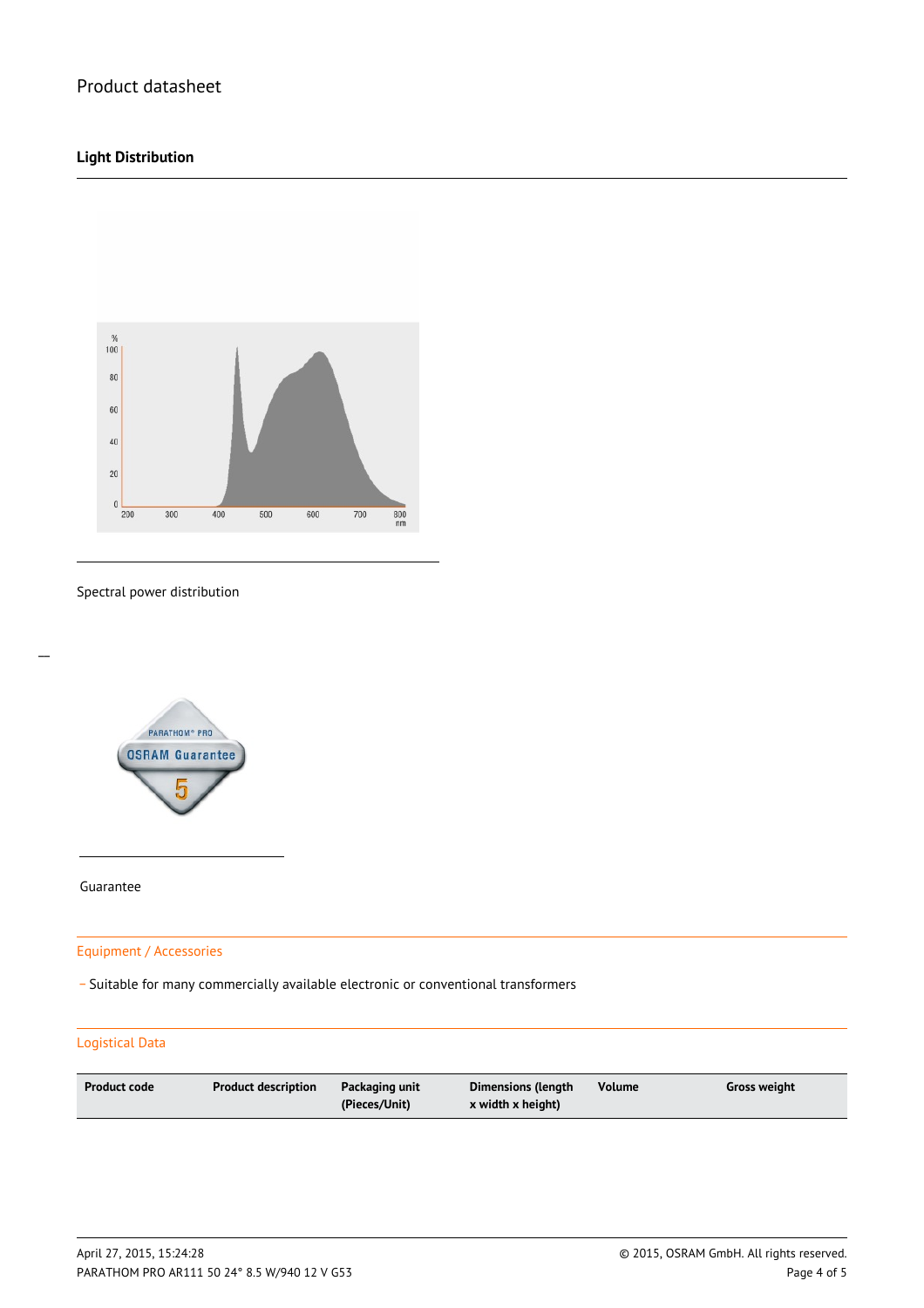Product datasheet

## Light Distribution

Spectral power distribution

Guarantee

### Equipment / Accessories

- Suitable for many commercially available electronic or conventional transformers

### Logistical Data

| Product code | Product description | Packaging unit (Pieces/Unit) | Dimensions (length x width x height) | Volume | Gross weight |
| --- | --- | --- | --- | --- | --- |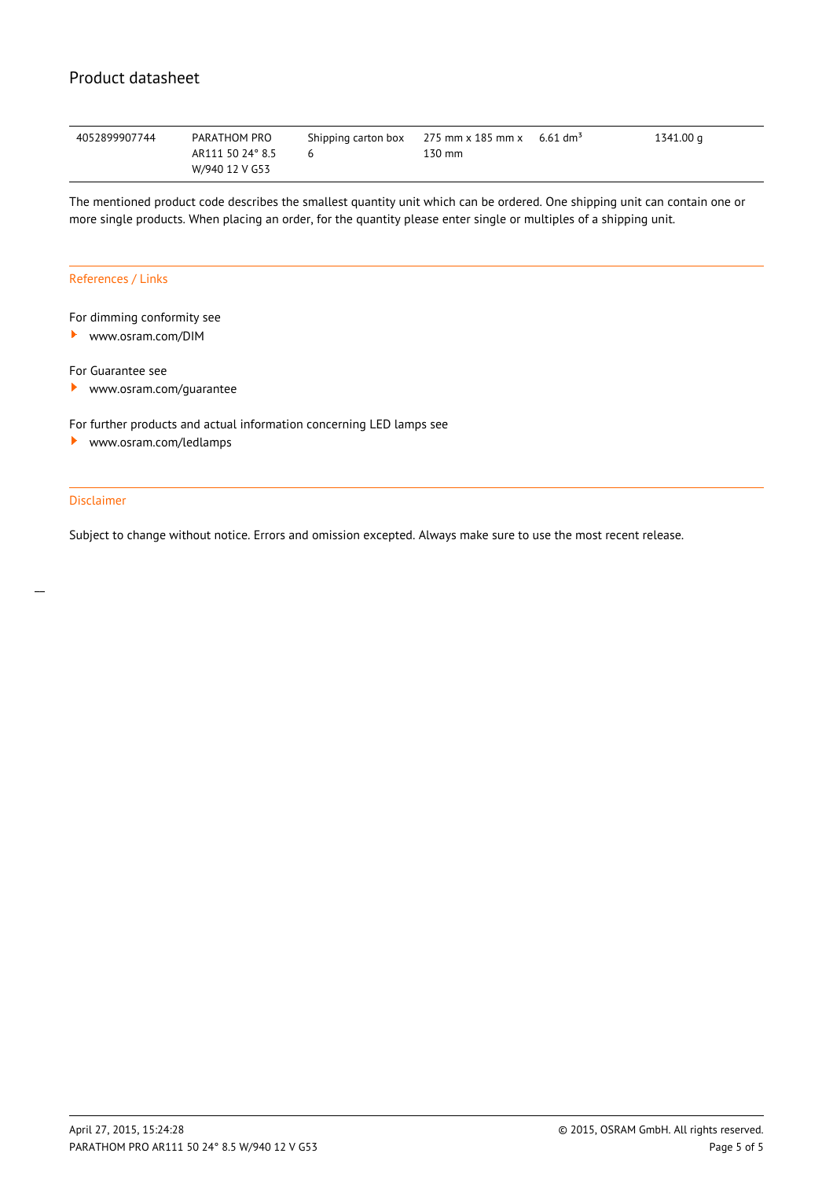| | | | | | |
|---|---|---|---|---|---|
| 4052899907744 | PARATHOM PRO AR111 50 24° 8.5 W/940 12 V G53 | Shipping carton box 6 | 275 mm x 185 mm x 130 mm | 6.61 dm³ | 1341.00 g |

The mentioned product code describes the smallest quantity unit which can be ordered. One shipping unit can contain one or more single products. When placing an order, for the quantity please enter single or multiples of a shipping unit.

## References / Links

For dimming conformity see

- www.osram.com/DIM

For Guarantee see

- www.osram.com/guarantee

For further products and actual information concerning LED lamps see

- www.osram.com/ledlamps

## Disclaimer

Subject to change without notice. Errors and omission excepted. Always make sure to use the most recent release.